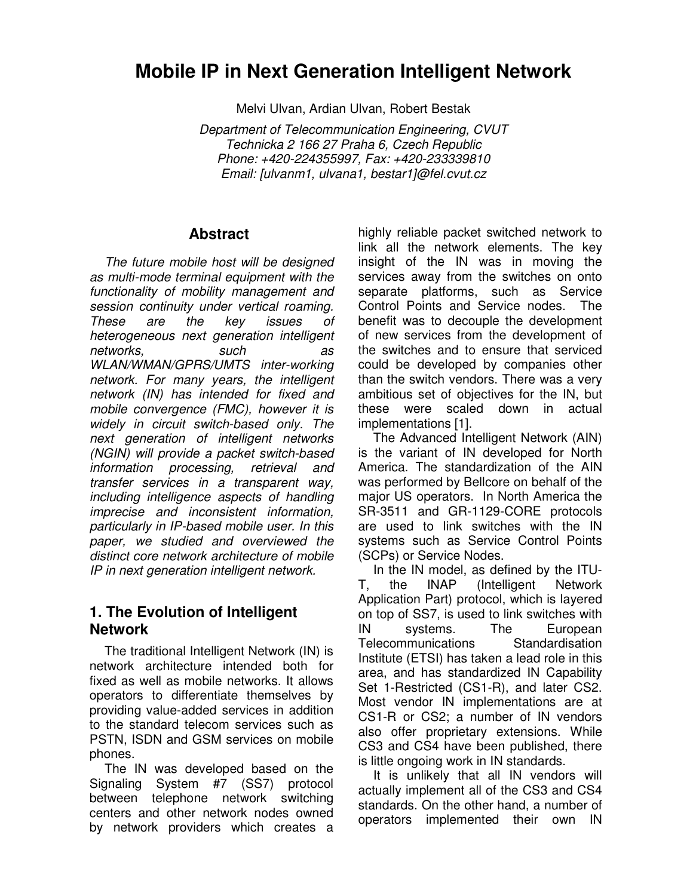# Mobile IP in Next Generation Intelligent Network

Melvi Ulvan, Ardian Ulvan, Robert Bestak

*Department of Telecommunication Engineering, CVUT*
*Technicka 2 166 27 Praha 6, Czech Republic*
*Phone: +420-224355997, Fax: +420-233339810*
*Email: [ulvanm1, ulvana1, bestar1]@fel.cvut.cz*

## Abstract

*The future mobile host will be designed as multi-mode terminal equipment with the functionality of mobility management and session continuity under vertical roaming. These are the key issues of heterogeneous next generation intelligent networks, such as WLAN/WMAN/GPRS/UMTS inter-working network. For many years, the intelligent network (IN) has intended for fixed and mobile convergence (FMC), however it is widely in circuit switch-based only. The next generation of intelligent networks (NGIN) will provide a packet switch-based information processing, retrieval and transfer services in a transparent way, including intelligence aspects of handling imprecise and inconsistent information, particularly in IP-based mobile user. In this paper, we studied and overviewed the distinct core network architecture of mobile IP in next generation intelligent network.*

## 1. The Evolution of Intelligent Network

The traditional Intelligent Network (IN) is network architecture intended both for fixed as well as mobile networks. It allows operators to differentiate themselves by providing value-added services in addition to the standard telecom services such as PSTN, ISDN and GSM services on mobile phones.

The IN was developed based on the Signaling System #7 (SS7) protocol between telephone network switching centers and other network nodes owned by network providers which creates a highly reliable packet switched network to link all the network elements. The key insight of the IN was in moving the services away from the switches on onto separate platforms, such as Service Control Points and Service nodes. The benefit was to decouple the development of new services from the development of the switches and to ensure that serviced could be developed by companies other than the switch vendors. There was a very ambitious set of objectives for the IN, but these were scaled down in actual implementations [1].

The Advanced Intelligent Network (AIN) is the variant of IN developed for North America. The standardization of the AIN was performed by Bellcore on behalf of the major US operators. In North America the SR-3511 and GR-1129-CORE protocols are used to link switches with the IN systems such as Service Control Points (SCPs) or Service Nodes.

In the IN model, as defined by the ITU-T, the INAP (Intelligent Network Application Part) protocol, which is layered on top of SS7, is used to link switches with IN systems. The European Telecommunications Standardisation Institute (ETSI) has taken a lead role in this area, and has standardized IN Capability Set 1-Restricted (CS1-R), and later CS2. Most vendor IN implementations are at CS1-R or CS2; a number of IN vendors also offer proprietary extensions. While CS3 and CS4 have been published, there is little ongoing work in IN standards.

It is unlikely that all IN vendors will actually implement all of the CS3 and CS4 standards. On the other hand, a number of operators implemented their own IN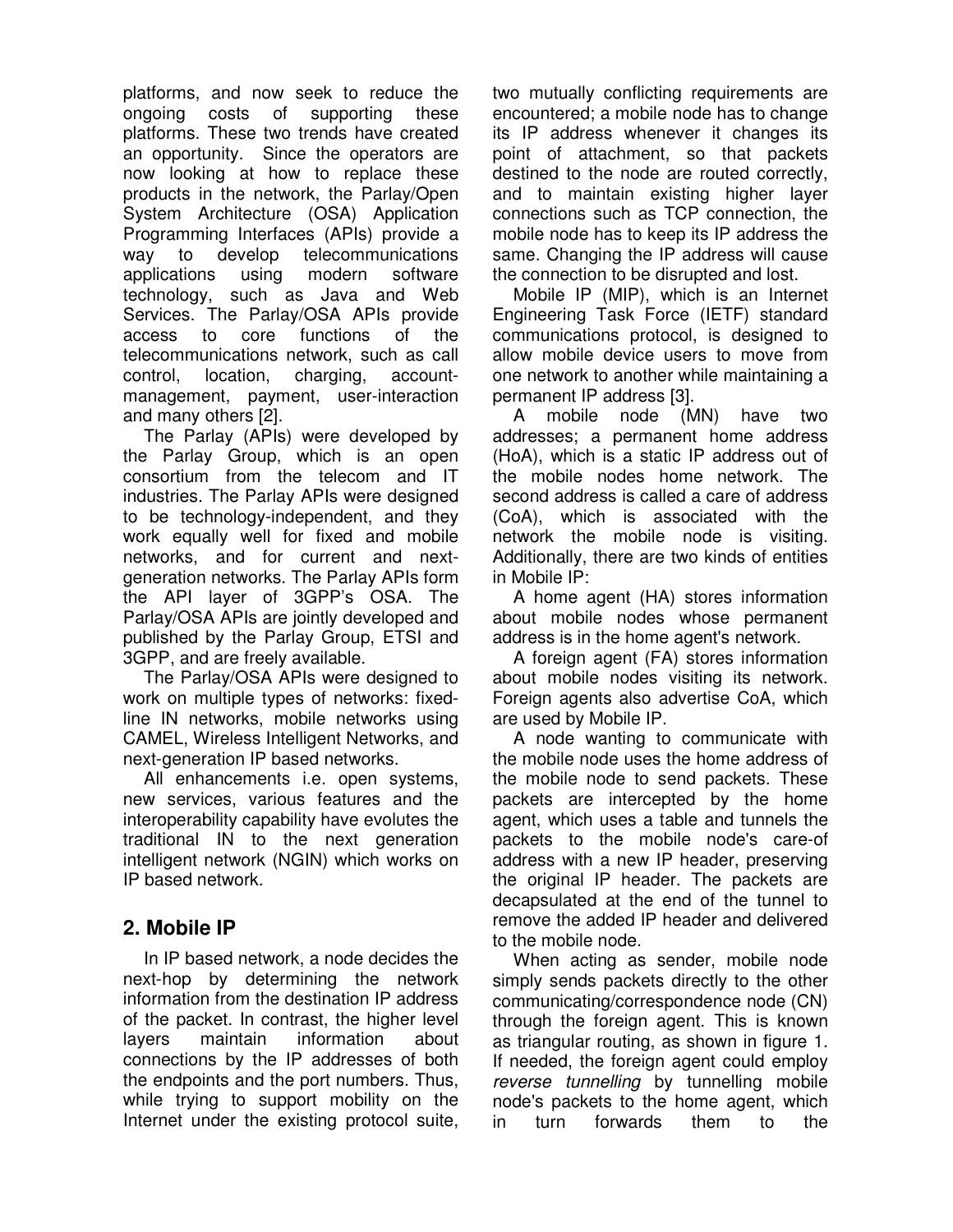platforms, and now seek to reduce the ongoing costs of supporting these platforms. These two trends have created an opportunity. Since the operators are now looking at how to replace these products in the network, the Parlay/Open System Architecture (OSA) Application Programming Interfaces (APIs) provide a way to develop telecommunications applications using modern software technology, such as Java and Web Services. The Parlay/OSA APIs provide access to core functions of the telecommunications network, such as call control, location, charging, account-management, payment, user-interaction and many others [2].

The Parlay (APIs) were developed by the Parlay Group, which is an open consortium from the telecom and IT industries. The Parlay APIs were designed to be technology-independent, and they work equally well for fixed and mobile networks, and for current and next-generation networks. The Parlay APIs form the API layer of 3GPP's OSA. The Parlay/OSA APIs are jointly developed and published by the Parlay Group, ETSI and 3GPP, and are freely available.

The Parlay/OSA APIs were designed to work on multiple types of networks: fixed-line IN networks, mobile networks using CAMEL, Wireless Intelligent Networks, and next-generation IP based networks.

All enhancements i.e. open systems, new services, various features and the interoperability capability have evolutes the traditional IN to the next generation intelligent network (NGIN) which works on IP based network.

## 2. Mobile IP

In IP based network, a node decides the next-hop by determining the network information from the destination IP address of the packet. In contrast, the higher level layers maintain information about connections by the IP addresses of both the endpoints and the port numbers. Thus, while trying to support mobility on the Internet under the existing protocol suite, two mutually conflicting requirements are encountered; a mobile node has to change its IP address whenever it changes its point of attachment, so that packets destined to the node are routed correctly, and to maintain existing higher layer connections such as TCP connection, the mobile node has to keep its IP address the same. Changing the IP address will cause the connection to be disrupted and lost.

Mobile IP (MIP), which is an Internet Engineering Task Force (IETF) standard communications protocol, is designed to allow mobile device users to move from one network to another while maintaining a permanent IP address [3].

A mobile node (MN) have two addresses; a permanent home address (HoA), which is a static IP address out of the mobile nodes home network. The second address is called a care of address (CoA), which is associated with the network the mobile node is visiting. Additionally, there are two kinds of entities in Mobile IP:

A home agent (HA) stores information about mobile nodes whose permanent address is in the home agent's network.

A foreign agent (FA) stores information about mobile nodes visiting its network. Foreign agents also advertise CoA, which are used by Mobile IP.

A node wanting to communicate with the mobile node uses the home address of the mobile node to send packets. These packets are intercepted by the home agent, which uses a table and tunnels the packets to the mobile node's care-of address with a new IP header, preserving the original IP header. The packets are decapsulated at the end of the tunnel to remove the added IP header and delivered to the mobile node.

When acting as sender, mobile node simply sends packets directly to the other communicating/correspondence node (CN) through the foreign agent. This is known as triangular routing, as shown in figure 1. If needed, the foreign agent could employ *reverse tunnelling* by tunnelling mobile node's packets to the home agent, which in turn forwards them to the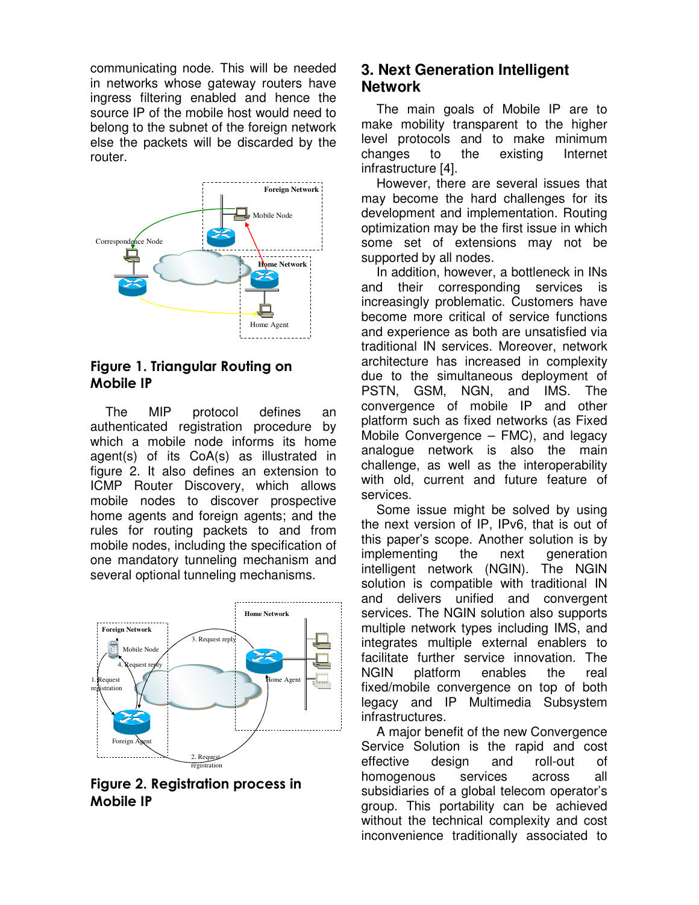communicating node. This will be needed in networks whose gateway routers have ingress filtering enabled and hence the source IP of the mobile host would need to belong to the subnet of the foreign network else the packets will be discarded by the router.

**Figure 1. Triangular Routing on Mobile IP**

The MIP protocol defines an authenticated registration procedure by which a mobile node informs its home agent(s) of its CoA(s) as illustrated in figure 2. It also defines an extension to ICMP Router Discovery, which allows mobile nodes to discover prospective home agents and foreign agents; and the rules for routing packets to and from mobile nodes, including the specification of one mandatory tunneling mechanism and several optional tunneling mechanisms.

**Figure 2. Registration process in Mobile IP**

## 3. Next Generation Intelligent Network

The main goals of Mobile IP are to make mobility transparent to the higher level protocols and to make minimum changes to the existing Internet infrastructure [4].

However, there are several issues that may become the hard challenges for its development and implementation. Routing optimization may be the first issue in which some set of extensions may not be supported by all nodes.

In addition, however, a bottleneck in INs and their corresponding services is increasingly problematic. Customers have become more critical of service functions and experience as both are unsatisfied via traditional IN services. Moreover, network architecture has increased in complexity due to the simultaneous deployment of PSTN, GSM, NGN, and IMS. The convergence of mobile IP and other platform such as fixed networks (as Fixed Mobile Convergence – FMC), and legacy analogue network is also the main challenge, as well as the interoperability with old, current and future feature of services.

Some issue might be solved by using the next version of IP, IPv6, that is out of this paper's scope. Another solution is by implementing the next generation intelligent network (NGIN). The NGIN solution is compatible with traditional IN and delivers unified and convergent services. The NGIN solution also supports multiple network types including IMS, and integrates multiple external enablers to facilitate further service innovation. The NGIN platform enables the real fixed/mobile convergence on top of both legacy and IP Multimedia Subsystem infrastructures.

A major benefit of the new Convergence Service Solution is the rapid and cost effective design and roll-out of homogenous services across all subsidiaries of a global telecom operator's group. This portability can be achieved without the technical complexity and cost inconvenience traditionally associated to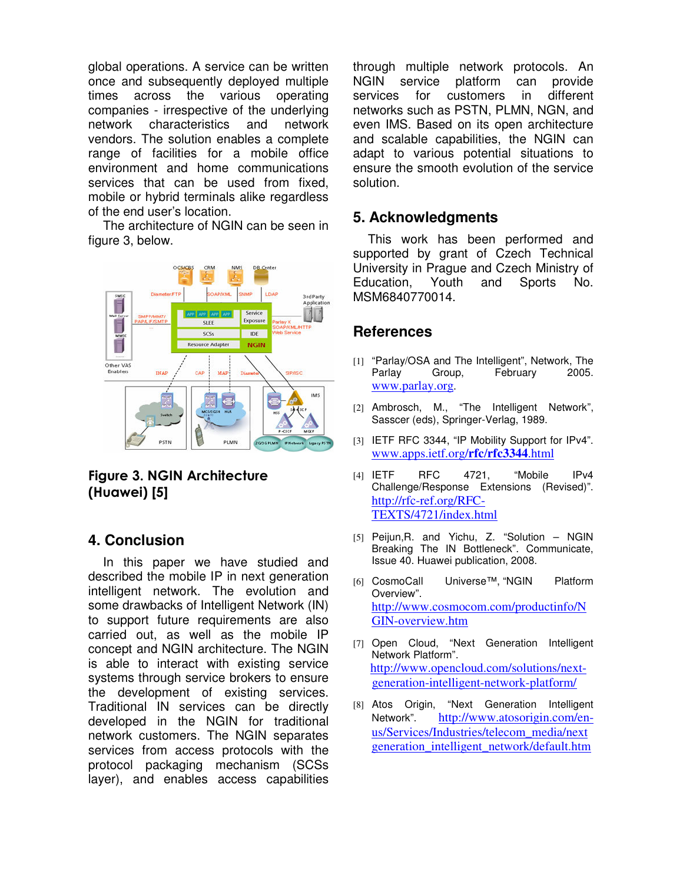global operations. A service can be written once and subsequently deployed multiple times across the various operating companies - irrespective of the underlying network characteristics and network vendors. The solution enables a complete range of facilities for a mobile office environment and home communications services that can be used from fixed, mobile or hybrid terminals alike regardless of the end user's location.

The architecture of NGIN can be seen in figure 3, below.

OCS/CBS
CRM
NMS
DB Center
SMSC
Mail Server
MMSC
Other VAS Enablers
Diameter/FTP
SOAP/XML
SNMP
LDAP
3rd Party Application
SMPP/MM7/PAP/LIF/SMTP
APP APP APP APP
SLEE
Service Exposure
SCSs
IDE
Resource Adapter
NGIN
Parlay X SOAP/XML/HTTP Web Service
INAP
CAP
MAP
Diameter
SIP/ISC
Switch
PSTN
MCS/GSSN
HLR
PLMN
IMS
HSS
S-CSCF
P-CSCF
MGCF
2G/3G PLMN
IP Network
Legacy PSTN

**Figure 3. NGIN Architecture (Huawei) [5]**

## 4. Conclusion

In this paper we have studied and described the mobile IP in next generation intelligent network. The evolution and some drawbacks of Intelligent Network (IN) to support future requirements are also carried out, as well as the mobile IP concept and NGIN architecture. The NGIN is able to interact with existing service systems through service brokers to ensure the development of existing services. Traditional IN services can be directly developed in the NGIN for traditional network customers. The NGIN separates services from access protocols with the protocol packaging mechanism (SCSs layer), and enables access capabilities through multiple network protocols. An NGIN service platform can provide services for customers in different networks such as PSTN, PLMN, NGN, and even IMS. Based on its open architecture and scalable capabilities, the NGIN can adapt to various potential situations to ensure the smooth evolution of the service solution.

## 5. Acknowledgments

This work has been performed and supported by grant of Czech Technical University in Prague and Czech Ministry of Education, Youth and Sports No. MSM6840770014.

## References

[1] "Parlay/OSA and The Intelligent", Network, The Parlay Group, February 2005. www.parlay.org.

[2] Ambrosch, M., "The Intelligent Network", Sasscer (eds), Springer-Verlag, 1989.

[3] IETF RFC 3344, "IP Mobility Support for IPv4". www.apps.ietf.org/**rfc/rfc3344**.html

[4] IETF RFC 4721, "Mobile IPv4 Challenge/Response Extensions (Revised)". http://rfc-ref.org/RFC-TEXTS/4721/index.html

[5] Peijun,R. and Yichu, Z. "Solution – NGIN Breaking The IN Bottleneck". Communicate, Issue 40. Huawei publication, 2008.

[6] CosmoCall Universe™, "NGIN Platform Overview". http://www.cosmocom.com/productinfo/NGIN-overview.htm

[7] Open Cloud, "Next Generation Intelligent Network Platform". http://www.opencloud.com/solutions/next-generation-intelligent-network-platform/

[8] Atos Origin, "Next Generation Intelligent Network". http://www.atosorigin.com/en-us/Services/Industries/telecom_media/next generation_intelligent_network/default.htm